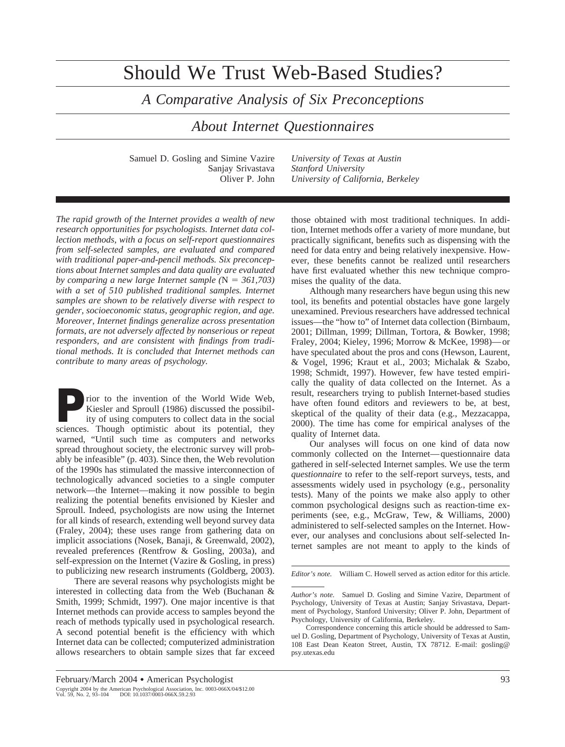# Should We Trust Web-Based Studies?

## *A Comparative Analysis of Six Preconceptions About Internet Questionnaires*

Samuel D. Gosling and Simine Vazire — *University of Texas at Austin*
Sanjay Srivastava — *Stanford University*
Oliver P. John — *University of California, Berkeley*

*The rapid growth of the Internet provides a wealth of new research opportunities for psychologists. Internet data collection methods, with a focus on self-report questionnaires from self-selected samples, are evaluated and compared with traditional paper-and-pencil methods. Six preconceptions about Internet samples and data quality are evaluated by comparing a new large Internet sample (*N *= 361,703) with a set of 510 published traditional samples. Internet samples are shown to be relatively diverse with respect to gender, socioeconomic status, geographic region, and age. Moreover, Internet findings generalize across presentation formats, are not adversely affected by nonserious or repeat responders, and are consistent with findings from traditional methods. It is concluded that Internet methods can contribute to many areas of psychology.*

Prior to the invention of the World Wide Web, Kiesler and Sproull (1986) discussed the possibility of using computers to collect data in the social sciences. Though optimistic about its potential, they warned, "Until such time as computers and networks spread throughout society, the electronic survey will probably be infeasible" (p. 403). Since then, the Web revolution of the 1990s has stimulated the massive interconnection of technologically advanced societies to a single computer network—the Internet—making it now possible to begin realizing the potential benefits envisioned by Kiesler and Sproull. Indeed, psychologists are now using the Internet for all kinds of research, extending well beyond survey data (Fraley, 2004); these uses range from gathering data on implicit associations (Nosek, Banaji, & Greenwald, 2002), revealed preferences (Rentfrow & Gosling, 2003a), and self-expression on the Internet (Vazire & Gosling, in press) to publicizing new research instruments (Goldberg, 2003).

There are several reasons why psychologists might be interested in collecting data from the Web (Buchanan & Smith, 1999; Schmidt, 1997). One major incentive is that Internet methods can provide access to samples beyond the reach of methods typically used in psychological research. A second potential benefit is the efficiency with which Internet data can be collected; computerized administration allows researchers to obtain sample sizes that far exceed those obtained with most traditional techniques. In addition, Internet methods offer a variety of more mundane, but practically significant, benefits such as dispensing with the need for data entry and being relatively inexpensive. However, these benefits cannot be realized until researchers have first evaluated whether this new technique compromises the quality of the data.

Although many researchers have begun using this new tool, its benefits and potential obstacles have gone largely unexamined. Previous researchers have addressed technical issues—the "how to" of Internet data collection (Birnbaum, 2001; Dillman, 1999; Dillman, Tortora, & Bowker, 1998; Fraley, 2004; Kieley, 1996; Morrow & McKee, 1998)—or have speculated about the pros and cons (Hewson, Laurent, & Vogel, 1996; Kraut et al., 2003; Michalak & Szabo, 1998; Schmidt, 1997). However, few have tested empirically the quality of data collected on the Internet. As a result, researchers trying to publish Internet-based studies have often found editors and reviewers to be, at best, skeptical of the quality of their data (e.g., Mezzacappa, 2000). The time has come for empirical analyses of the quality of Internet data.

Our analyses will focus on one kind of data now commonly collected on the Internet—questionnaire data gathered in self-selected Internet samples. We use the term *questionnaire* to refer to the self-report surveys, tests, and assessments widely used in psychology (e.g., personality tests). Many of the points we make also apply to other common psychological designs such as reaction-time experiments (see, e.g., McGraw, Tew, & Williams, 2000) administered to self-selected samples on the Internet. However, our analyses and conclusions about self-selected Internet samples are not meant to apply to the kinds of

---

*Editor's note.* William C. Howell served as action editor for this article.

*Author's note.* Samuel D. Gosling and Simine Vazire, Department of Psychology, University of Texas at Austin; Sanjay Srivastava, Department of Psychology, Stanford University; Oliver P. John, Department of Psychology, University of California, Berkeley.

Correspondence concerning this article should be addressed to Samuel D. Gosling, Department of Psychology, University of Texas at Austin, 108 East Dean Keaton Street, Austin, TX 78712. E-mail: gosling@psy.utexas.edu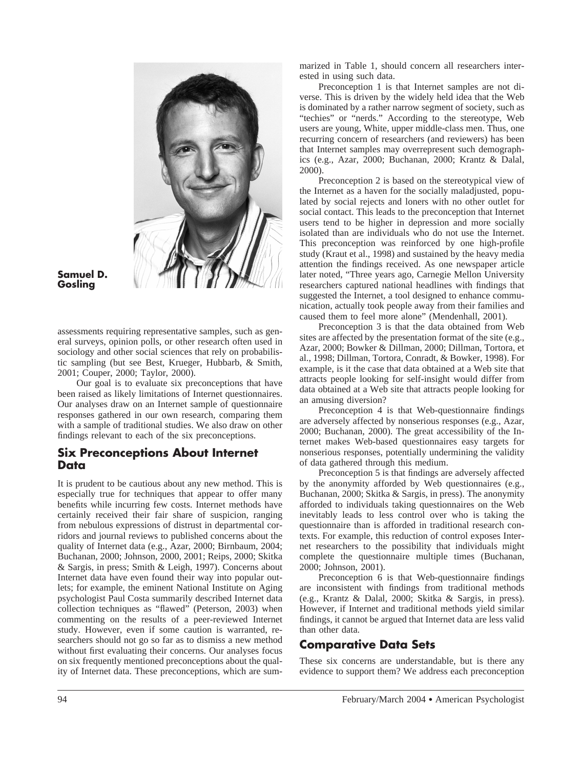**Samuel D. Gosling**

assessments requiring representative samples, such as general surveys, opinion polls, or other research often used in sociology and other social sciences that rely on probabilistic sampling (but see Best, Krueger, Hubbarb, & Smith, 2001; Couper, 2000; Taylor, 2000).

Our goal is to evaluate six preconceptions that have been raised as likely limitations of Internet questionnaires. Our analyses draw on an Internet sample of questionnaire responses gathered in our own research, comparing them with a sample of traditional studies. We also draw on other findings relevant to each of the six preconceptions.

## Six Preconceptions About Internet Data

It is prudent to be cautious about any new method. This is especially true for techniques that appear to offer many benefits while incurring few costs. Internet methods have certainly received their fair share of suspicion, ranging from nebulous expressions of distrust in departmental corridors and journal reviews to published concerns about the quality of Internet data (e.g., Azar, 2000; Birnbaum, 2004; Buchanan, 2000; Johnson, 2000, 2001; Reips, 2000; Skitka & Sargis, in press; Smith & Leigh, 1997). Concerns about Internet data have even found their way into popular outlets; for example, the eminent National Institute on Aging psychologist Paul Costa summarily described Internet data collection techniques as "flawed" (Peterson, 2003) when commenting on the results of a peer-reviewed Internet study. However, even if some caution is warranted, researchers should not go so far as to dismiss a new method without first evaluating their concerns. Our analyses focus on six frequently mentioned preconceptions about the quality of Internet data. These preconceptions, which are summarized in Table 1, should concern all researchers interested in using such data.

Preconception 1 is that Internet samples are not diverse. This is driven by the widely held idea that the Web is dominated by a rather narrow segment of society, such as "techies" or "nerds." According to the stereotype, Web users are young, White, upper middle-class men. Thus, one recurring concern of researchers (and reviewers) has been that Internet samples may overrepresent such demographics (e.g., Azar, 2000; Buchanan, 2000; Krantz & Dalal, 2000).

Preconception 2 is based on the stereotypical view of the Internet as a haven for the socially maladjusted, populated by social rejects and loners with no other outlet for social contact. This leads to the preconception that Internet users tend to be higher in depression and more socially isolated than are individuals who do not use the Internet. This preconception was reinforced by one high-profile study (Kraut et al., 1998) and sustained by the heavy media attention the findings received. As one newspaper article later noted, "Three years ago, Carnegie Mellon University researchers captured national headlines with findings that suggested the Internet, a tool designed to enhance communication, actually took people away from their families and caused them to feel more alone" (Mendenhall, 2001).

Preconception 3 is that the data obtained from Web sites are affected by the presentation format of the site (e.g., Azar, 2000; Bowker & Dillman, 2000; Dillman, Tortora, et al., 1998; Dillman, Tortora, Conradt, & Bowker, 1998). For example, is it the case that data obtained at a Web site that attracts people looking for self-insight would differ from data obtained at a Web site that attracts people looking for an amusing diversion?

Preconception 4 is that Web-questionnaire findings are adversely affected by nonserious responses (e.g., Azar, 2000; Buchanan, 2000). The great accessibility of the Internet makes Web-based questionnaires easy targets for nonserious responses, potentially undermining the validity of data gathered through this medium.

Preconception 5 is that findings are adversely affected by the anonymity afforded by Web questionnaires (e.g., Buchanan, 2000; Skitka & Sargis, in press). The anonymity afforded to individuals taking questionnaires on the Web inevitably leads to less control over who is taking the questionnaire than is afforded in traditional research contexts. For example, this reduction of control exposes Internet researchers to the possibility that individuals might complete the questionnaire multiple times (Buchanan, 2000; Johnson, 2001).

Preconception 6 is that Web-questionnaire findings are inconsistent with findings from traditional methods (e.g., Krantz & Dalal, 2000; Skitka & Sargis, in press). However, if Internet and traditional methods yield similar findings, it cannot be argued that Internet data are less valid than other data.

## Comparative Data Sets

These six concerns are understandable, but is there any evidence to support them? We address each preconception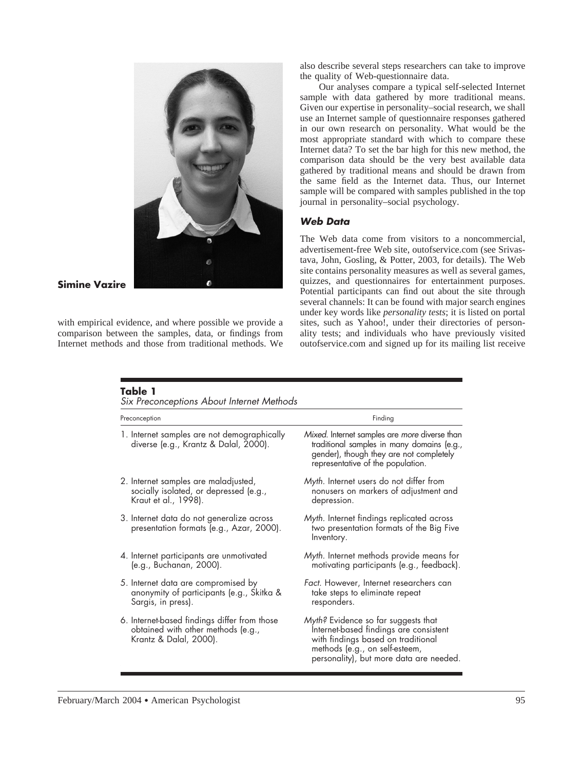**Simine Vazire**

with empirical evidence, and where possible we provide a comparison between the samples, data, or findings from Internet methods and those from traditional methods. We also describe several steps researchers can take to improve the quality of Web-questionnaire data.

Our analyses compare a typical self-selected Internet sample with data gathered by more traditional means. Given our expertise in personality–social research, we shall use an Internet sample of questionnaire responses gathered in our own research on personality. What would be the most appropriate standard with which to compare these Internet data? To set the bar high for this new method, the comparison data should be the very best available data gathered by traditional means and should be drawn from the same field as the Internet data. Thus, our Internet sample will be compared with samples published in the top journal in personality–social psychology.

### *Web Data*

The Web data come from visitors to a noncommercial, advertisement-free Web site, outofservice.com (see Srivastava, John, Gosling, & Potter, 2003, for details). The Web site contains personality measures as well as several games, quizzes, and questionnaires for entertainment purposes. Potential participants can find out about the site through several channels: It can be found with major search engines under key words like *personality tests*; it is listed on portal sites, such as Yahoo!, under their directories of personality tests; and individuals who have previously visited outofservice.com and signed up for its mailing list receive

**Table 1**
*Six Preconceptions About Internet Methods*

| Preconception | Finding |
|---|---|
| 1. Internet samples are not demographically diverse (e.g., Krantz & Dalal, 2000). | *Mixed.* Internet samples are *more* diverse than traditional samples in many domains (e.g., gender), though they are not completely representative of the population. |
| 2. Internet samples are maladjusted, socially isolated, or depressed (e.g., Kraut et al., 1998). | *Myth.* Internet users do not differ from nonusers on markers of adjustment and depression. |
| 3. Internet data do not generalize across presentation formats (e.g., Azar, 2000). | *Myth.* Internet findings replicated across two presentation formats of the Big Five Inventory. |
| 4. Internet participants are unmotivated (e.g., Buchanan, 2000). | *Myth.* Internet methods provide means for motivating participants (e.g., feedback). |
| 5. Internet data are compromised by anonymity of participants (e.g., Skitka & Sargis, in press). | *Fact.* However, Internet researchers can take steps to eliminate repeat responders. |
| 6. Internet-based findings differ from those obtained with other methods (e.g., Krantz & Dalal, 2000). | *Myth?* Evidence so far suggests that Internet-based findings are consistent with findings based on traditional methods (e.g., on self-esteem, personality), but more data are needed. |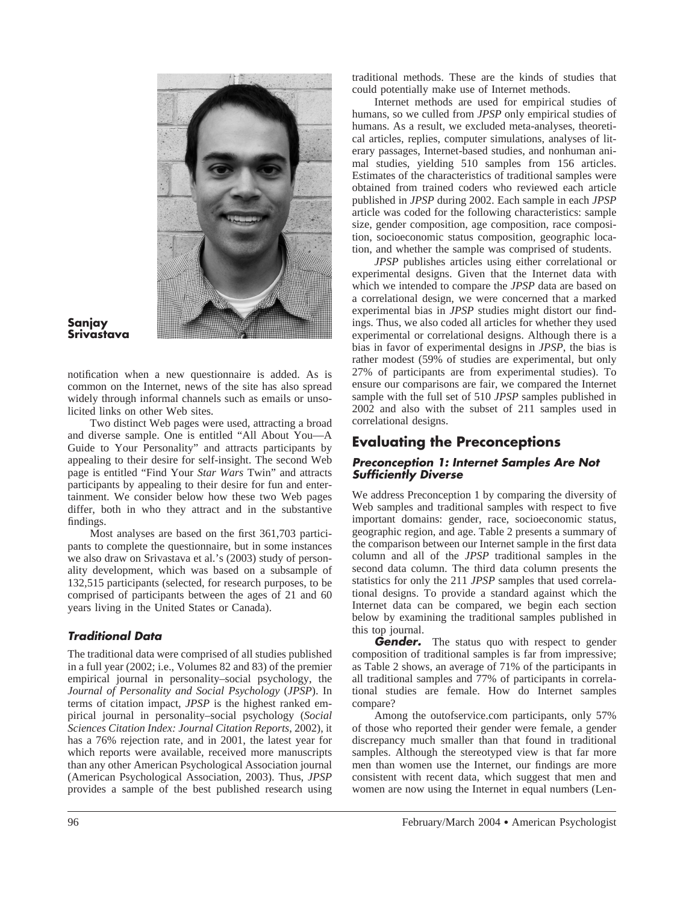**Sanjay Srivastava**

notification when a new questionnaire is added. As is common on the Internet, news of the site has also spread widely through informal channels such as emails or unsolicited links on other Web sites.

Two distinct Web pages were used, attracting a broad and diverse sample. One is entitled "All About You—A Guide to Your Personality" and attracts participants by appealing to their desire for self-insight. The second Web page is entitled "Find Your *Star Wars* Twin" and attracts participants by appealing to their desire for fun and entertainment. We consider below how these two Web pages differ, both in who they attract and in the substantive findings.

Most analyses are based on the first 361,703 participants to complete the questionnaire, but in some instances we also draw on Srivastava et al.'s (2003) study of personality development, which was based on a subsample of 132,515 participants (selected, for research purposes, to be comprised of participants between the ages of 21 and 60 years living in the United States or Canada).

### *Traditional Data*

The traditional data were comprised of all studies published in a full year (2002; i.e., Volumes 82 and 83) of the premier empirical journal in personality–social psychology, the *Journal of Personality and Social Psychology* (*JPSP*). In terms of citation impact, *JPSP* is the highest ranked empirical journal in personality–social psychology (*Social Sciences Citation Index: Journal Citation Reports*, 2002), it has a 76% rejection rate, and in 2001, the latest year for which reports were available, received more manuscripts than any other American Psychological Association journal (American Psychological Association, 2003). Thus, *JPSP* provides a sample of the best published research using traditional methods. These are the kinds of studies that could potentially make use of Internet methods.

Internet methods are used for empirical studies of humans, so we culled from *JPSP* only empirical studies of humans. As a result, we excluded meta-analyses, theoretical articles, replies, computer simulations, analyses of literary passages, Internet-based studies, and nonhuman animal studies, yielding 510 samples from 156 articles. Estimates of the characteristics of traditional samples were obtained from trained coders who reviewed each article published in *JPSP* during 2002. Each sample in each *JPSP* article was coded for the following characteristics: sample size, gender composition, age composition, race composition, socioeconomic status composition, geographic location, and whether the sample was comprised of students.

*JPSP* publishes articles using either correlational or experimental designs. Given that the Internet data with which we intended to compare the *JPSP* data are based on a correlational design, we were concerned that a marked experimental bias in *JPSP* studies might distort our findings. Thus, we also coded all articles for whether they used experimental or correlational designs. Although there is a bias in favor of experimental designs in *JPSP*, the bias is rather modest (59% of studies are experimental, but only 27% of participants are from experimental studies). To ensure our comparisons are fair, we compared the Internet sample with the full set of 510 *JPSP* samples published in 2002 and also with the subset of 211 samples used in correlational designs.

## Evaluating the Preconceptions

### *Preconception 1: Internet Samples Are Not Sufficiently Diverse*

We address Preconception 1 by comparing the diversity of Web samples and traditional samples with respect to five important domains: gender, race, socioeconomic status, geographic region, and age. Table 2 presents a summary of the comparison between our Internet sample in the first data column and all of the *JPSP* traditional samples in the second data column. The third data column presents the statistics for only the 211 *JPSP* samples that used correlational designs. To provide a standard against which the Internet data can be compared, we begin each section below by examining the traditional samples published in this top journal.

***Gender.*** The status quo with respect to gender composition of traditional samples is far from impressive; as Table 2 shows, an average of 71% of the participants in all traditional samples and 77% of participants in correlational studies are female. How do Internet samples compare?

Among the outofservice.com participants, only 57% of those who reported their gender were female, a gender discrepancy much smaller than that found in traditional samples. Although the stereotyped view is that far more men than women use the Internet, our findings are more consistent with recent data, which suggest that men and women are now using the Internet in equal numbers (Len-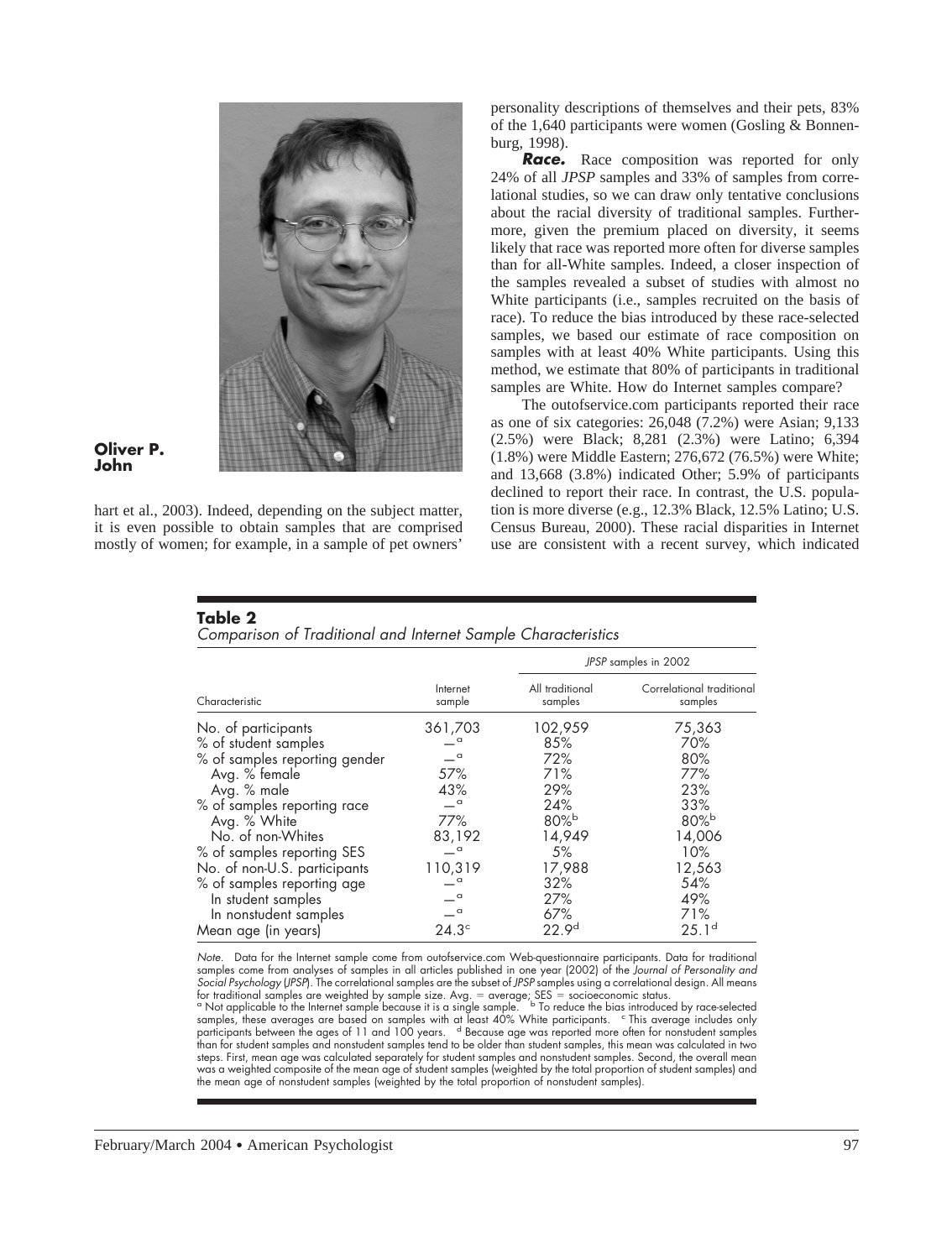**Oliver P. John**

hart et al., 2003). Indeed, depending on the subject matter, it is even possible to obtain samples that are comprised mostly of women; for example, in a sample of pet owners' personality descriptions of themselves and their pets, 83% of the 1,640 participants were women (Gosling & Bonnenburg, 1998).

***Race.*** Race composition was reported for only 24% of all *JPSP* samples and 33% of samples from correlational studies, so we can draw only tentative conclusions about the racial diversity of traditional samples. Furthermore, given the premium placed on diversity, it seems likely that race was reported more often for diverse samples than for all-White samples. Indeed, a closer inspection of the samples revealed a subset of studies with almost no White participants (i.e., samples recruited on the basis of race). To reduce the bias introduced by these race-selected samples, we based our estimate of race composition on samples with at least 40% White participants. Using this method, we estimate that 80% of participants in traditional samples are White. How do Internet samples compare?

The outofservice.com participants reported their race as one of six categories: 26,048 (7.2%) were Asian; 9,133 (2.5%) were Black; 8,281 (2.3%) were Latino; 6,394 (1.8%) were Middle Eastern; 276,672 (76.5%) were White; and 13,668 (3.8%) indicated Other; 5.9% of participants declined to report their race. In contrast, the U.S. population is more diverse (e.g., 12.3% Black, 12.5% Latino; U.S. Census Bureau, 2000). These racial disparities in Internet use are consistent with a recent survey, which indicated

**Table 2**
*Comparison of Traditional and Internet Sample Characteristics*

| | | *JPSP* samples in 2002 | |
|---|---|---|---|
| Characteristic | Internet sample | All traditional samples | Correlational traditional samples |
| No. of participants | 361,703 | 102,959 | 75,363 |
| % of student samples | —[a] | 85% | 70% |
| % of samples reporting gender | —[a] | 72% | 80% |
| Avg. % female | 57% | 71% | 77% |
| Avg. % male | 43% | 29% | 23% |
| % of samples reporting race | —[a] | 24% | 33% |
| Avg. % White | 77% | 80%[b] | 80%[b] |
| No. of non-Whites | 83,192 | 14,949 | 14,006 |
| % of samples reporting SES | —[a] | 5% | 10% |
| No. of non-U.S. participants | 110,319 | 17,988 | 12,563 |
| % of samples reporting age | —[a] | 32% | 54% |
| In student samples | —[a] | 27% | 49% |
| In nonstudent samples | —[a] | 67% | 71% |
| Mean age (in years) | 24.3[c] | 22.9[d] | 25.1[d] |

*Note.* Data for the Internet sample come from outofservice.com Web-questionnaire participants. Data for traditional samples come from analyses of samples in all articles published in one year (2002) of the *Journal of Personality and Social Psychology* (*JPSP*). The correlational samples are the subset of *JPSP* samples using a correlational design. All means for traditional samples are weighted by sample size. Avg. = average; SES = socioeconomic status.
[a] Not applicable to the Internet sample because it is a single sample. [b] To reduce the bias introduced by race-selected samples, these averages are based on samples with at least 40% White participants. [c] This average includes only participants between the ages of 11 and 100 years. [d] Because age was reported more often for nonstudent samples than for student samples and nonstudent samples tend to be older than student samples, this mean was calculated in two steps. First, mean age was calculated separately for student samples and nonstudent samples. Second, the overall mean was a weighted composite of the mean age of student samples (weighted by the total proportion of student samples) and the mean age of nonstudent samples (weighted by the total proportion of nonstudent samples).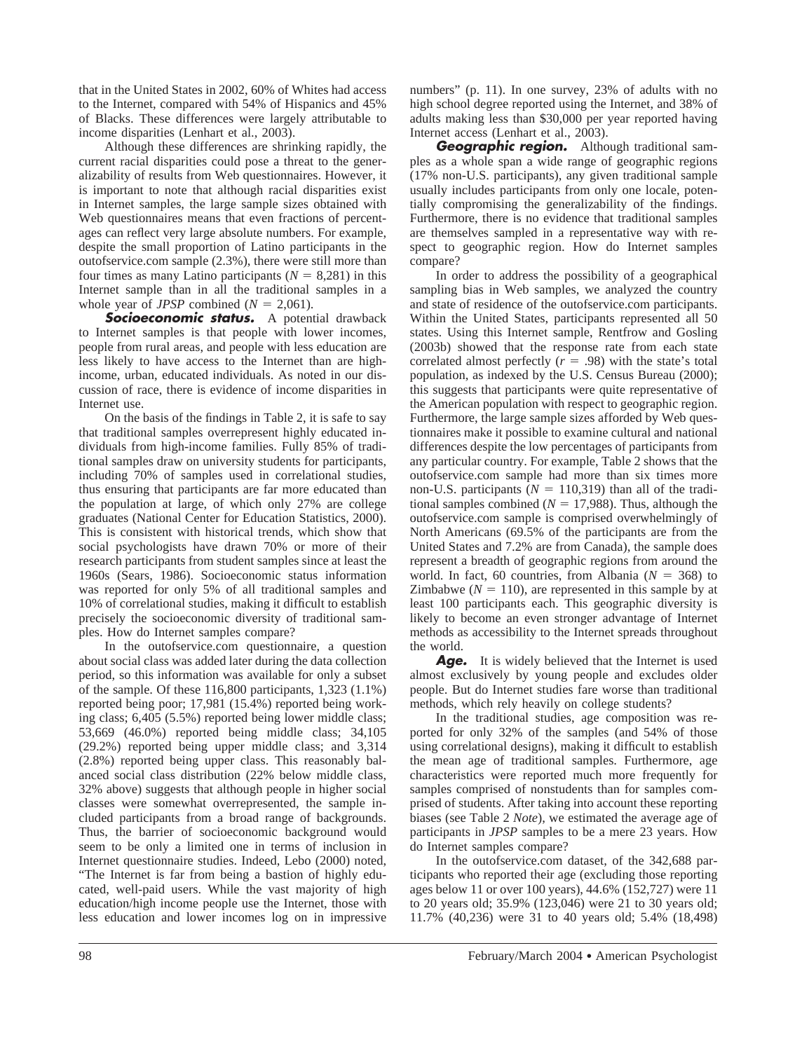that in the United States in 2002, 60% of Whites had access to the Internet, compared with 54% of Hispanics and 45% of Blacks. These differences were largely attributable to income disparities (Lenhart et al., 2003).

Although these differences are shrinking rapidly, the current racial disparities could pose a threat to the generalizability of results from Web questionnaires. However, it is important to note that although racial disparities exist in Internet samples, the large sample sizes obtained with Web questionnaires means that even fractions of percentages can reflect very large absolute numbers. For example, despite the small proportion of Latino participants in the outofservice.com sample (2.3%), there were still more than four times as many Latino participants ($N = 8{,}281$) in this Internet sample than in all the traditional samples in a whole year of *JPSP* combined ($N = 2{,}061$).

***Socioeconomic status.*** A potential drawback to Internet samples is that people with lower incomes, people from rural areas, and people with less education are less likely to have access to the Internet than are high-income, urban, educated individuals. As noted in our discussion of race, there is evidence of income disparities in Internet use.

On the basis of the findings in Table 2, it is safe to say that traditional samples overrepresent highly educated individuals from high-income families. Fully 85% of traditional samples draw on university students for participants, including 70% of samples used in correlational studies, thus ensuring that participants are far more educated than the population at large, of which only 27% are college graduates (National Center for Education Statistics, 2000). This is consistent with historical trends, which show that social psychologists have drawn 70% or more of their research participants from student samples since at least the 1960s (Sears, 1986). Socioeconomic status information was reported for only 5% of all traditional samples and 10% of correlational studies, making it difficult to establish precisely the socioeconomic diversity of traditional samples. How do Internet samples compare?

In the outofservice.com questionnaire, a question about social class was added later during the data collection period, so this information was available for only a subset of the sample. Of these 116,800 participants, 1,323 (1.1%) reported being poor; 17,981 (15.4%) reported being working class; 6,405 (5.5%) reported being lower middle class; 53,669 (46.0%) reported being middle class; 34,105 (29.2%) reported being upper middle class; and 3,314 (2.8%) reported being upper class. This reasonably balanced social class distribution (22% below middle class, 32% above) suggests that although people in higher social classes were somewhat overrepresented, the sample included participants from a broad range of backgrounds. Thus, the barrier of socioeconomic background would seem to be only a limited one in terms of inclusion in Internet questionnaire studies. Indeed, Lebo (2000) noted, "The Internet is far from being a bastion of highly educated, well-paid users. While the vast majority of high education/high income people use the Internet, those with less education and lower incomes log on in impressive numbers" (p. 11). In one survey, 23% of adults with no high school degree reported using the Internet, and 38% of adults making less than \$30,000 per year reported having Internet access (Lenhart et al., 2003).

***Geographic region.*** Although traditional samples as a whole span a wide range of geographic regions (17% non-U.S. participants), any given traditional sample usually includes participants from only one locale, potentially compromising the generalizability of the findings. Furthermore, there is no evidence that traditional samples are themselves sampled in a representative way with respect to geographic region. How do Internet samples compare?

In order to address the possibility of a geographical sampling bias in Web samples, we analyzed the country and state of residence of the outofservice.com participants. Within the United States, participants represented all 50 states. Using this Internet sample, Rentfrow and Gosling (2003b) showed that the response rate from each state correlated almost perfectly ($r = .98$) with the state's total population, as indexed by the U.S. Census Bureau (2000); this suggests that participants were quite representative of the American population with respect to geographic region. Furthermore, the large sample sizes afforded by Web questionnaires make it possible to examine cultural and national differences despite the low percentages of participants from any particular country. For example, Table 2 shows that the outofservice.com sample had more than six times more non-U.S. participants ($N = 110{,}319$) than all of the traditional samples combined ($N = 17{,}988$). Thus, although the outofservice.com sample is comprised overwhelmingly of North Americans (69.5% of the participants are from the United States and 7.2% are from Canada), the sample does represent a breadth of geographic regions from around the world. In fact, 60 countries, from Albania ($N = 368$) to Zimbabwe ($N = 110$), are represented in this sample by at least 100 participants each. This geographic diversity is likely to become an even stronger advantage of Internet methods as accessibility to the Internet spreads throughout the world.

***Age.*** It is widely believed that the Internet is used almost exclusively by young people and excludes older people. But do Internet studies fare worse than traditional methods, which rely heavily on college students?

In the traditional studies, age composition was reported for only 32% of the samples (and 54% of those using correlational designs), making it difficult to establish the mean age of traditional samples. Furthermore, age characteristics were reported much more frequently for samples comprised of nonstudents than for samples comprised of students. After taking into account these reporting biases (see Table 2 *Note*), we estimated the average age of participants in *JPSP* samples to be a mere 23 years. How do Internet samples compare?

In the outofservice.com dataset, of the 342,688 participants who reported their age (excluding those reporting ages below 11 or over 100 years), 44.6% (152,727) were 11 to 20 years old; 35.9% (123,046) were 21 to 30 years old; 11.7% (40,236) were 31 to 40 years old; 5.4% (18,498)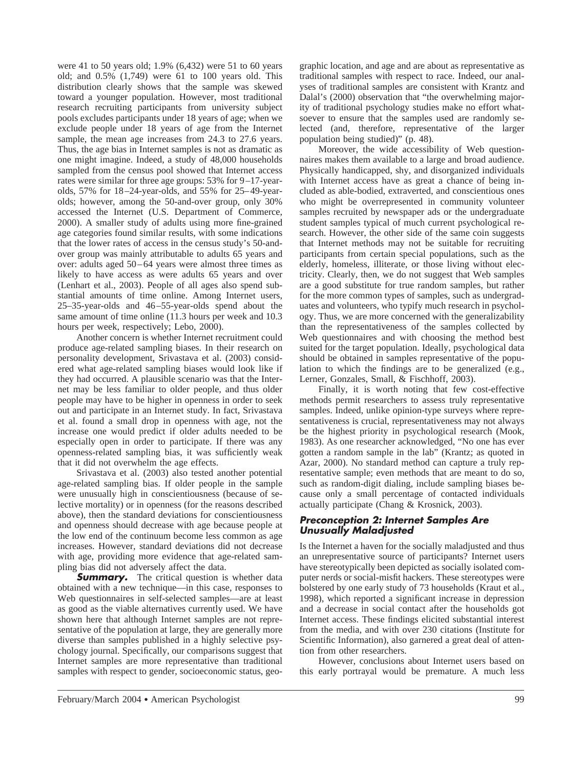were 41 to 50 years old; 1.9% (6,432) were 51 to 60 years old; and 0.5% (1,749) were 61 to 100 years old. This distribution clearly shows that the sample was skewed toward a younger population. However, most traditional research recruiting participants from university subject pools excludes participants under 18 years of age; when we exclude people under 18 years of age from the Internet sample, the mean age increases from 24.3 to 27.6 years. Thus, the age bias in Internet samples is not as dramatic as one might imagine. Indeed, a study of 48,000 households sampled from the census pool showed that Internet access rates were similar for three age groups: 53% for 9–17-year-olds, 57% for 18–24-year-olds, and 55% for 25–49-year-olds; however, among the 50-and-over group, only 30% accessed the Internet (U.S. Department of Commerce, 2000). A smaller study of adults using more fine-grained age categories found similar results, with some indications that the lower rates of access in the census study's 50-and-over group was mainly attributable to adults 65 years and over: adults aged 50–64 years were almost three times as likely to have access as were adults 65 years and over (Lenhart et al., 2003). People of all ages also spend substantial amounts of time online. Among Internet users, 25–35-year-olds and 46–55-year-olds spend about the same amount of time online (11.3 hours per week and 10.3 hours per week, respectively; Lebo, 2000).

Another concern is whether Internet recruitment could produce age-related sampling biases. In their research on personality development, Srivastava et al. (2003) considered what age-related sampling biases would look like if they had occurred. A plausible scenario was that the Internet may be less familiar to older people, and thus older people may have to be higher in openness in order to seek out and participate in an Internet study. In fact, Srivastava et al. found a small drop in openness with age, not the increase one would predict if older adults needed to be especially open in order to participate. If there was any openness-related sampling bias, it was sufficiently weak that it did not overwhelm the age effects.

Srivastava et al. (2003) also tested another potential age-related sampling bias. If older people in the sample were unusually high in conscientiousness (because of selective mortality) or in openness (for the reasons described above), then the standard deviations for conscientiousness and openness should decrease with age because people at the low end of the continuum become less common as age increases. However, standard deviations did not decrease with age, providing more evidence that age-related sampling bias did not adversely affect the data.

***Summary.*** The critical question is whether data obtained with a new technique—in this case, responses to Web questionnaires in self-selected samples—are at least as good as the viable alternatives currently used. We have shown here that although Internet samples are not representative of the population at large, they are generally more diverse than samples published in a highly selective psychology journal. Specifically, our comparisons suggest that Internet samples are more representative than traditional samples with respect to gender, socioeconomic status, geographic location, and age and are about as representative as traditional samples with respect to race. Indeed, our analyses of traditional samples are consistent with Krantz and Dalal's (2000) observation that "the overwhelming majority of traditional psychology studies make no effort whatsoever to ensure that the samples used are randomly selected (and, therefore, representative of the larger population being studied)" (p. 48).

Moreover, the wide accessibility of Web questionnaires makes them available to a large and broad audience. Physically handicapped, shy, and disorganized individuals with Internet access have as great a chance of being included as able-bodied, extraverted, and conscientious ones who might be overrepresented in community volunteer samples recruited by newspaper ads or the undergraduate student samples typical of much current psychological research. However, the other side of the same coin suggests that Internet methods may not be suitable for recruiting participants from certain special populations, such as the elderly, homeless, illiterate, or those living without electricity. Clearly, then, we do not suggest that Web samples are a good substitute for true random samples, but rather for the more common types of samples, such as undergraduates and volunteers, who typify much research in psychology. Thus, we are more concerned with the generalizability than the representativeness of the samples collected by Web questionnaires and with choosing the method best suited for the target population. Ideally, psychological data should be obtained in samples representative of the population to which the findings are to be generalized (e.g., Lerner, Gonzales, Small, & Fischhoff, 2003).

Finally, it is worth noting that few cost-effective methods permit researchers to assess truly representative samples. Indeed, unlike opinion-type surveys where representativeness is crucial, representativeness may not always be the highest priority in psychological research (Mook, 1983). As one researcher acknowledged, "No one has ever gotten a random sample in the lab" (Krantz; as quoted in Azar, 2000). No standard method can capture a truly representative sample; even methods that are meant to do so, such as random-digit dialing, include sampling biases because only a small percentage of contacted individuals actually participate (Chang & Krosnick, 2003).

### *Preconception 2: Internet Samples Are Unusually Maladjusted*

Is the Internet a haven for the socially maladjusted and thus an unrepresentative source of participants? Internet users have stereotypically been depicted as socially isolated computer nerds or social-misfit hackers. These stereotypes were bolstered by one early study of 73 households (Kraut et al., 1998), which reported a significant increase in depression and a decrease in social contact after the households got Internet access. These findings elicited substantial interest from the media, and with over 230 citations (Institute for Scientific Information), also garnered a great deal of attention from other researchers.

However, conclusions about Internet users based on this early portrayal would be premature. A much less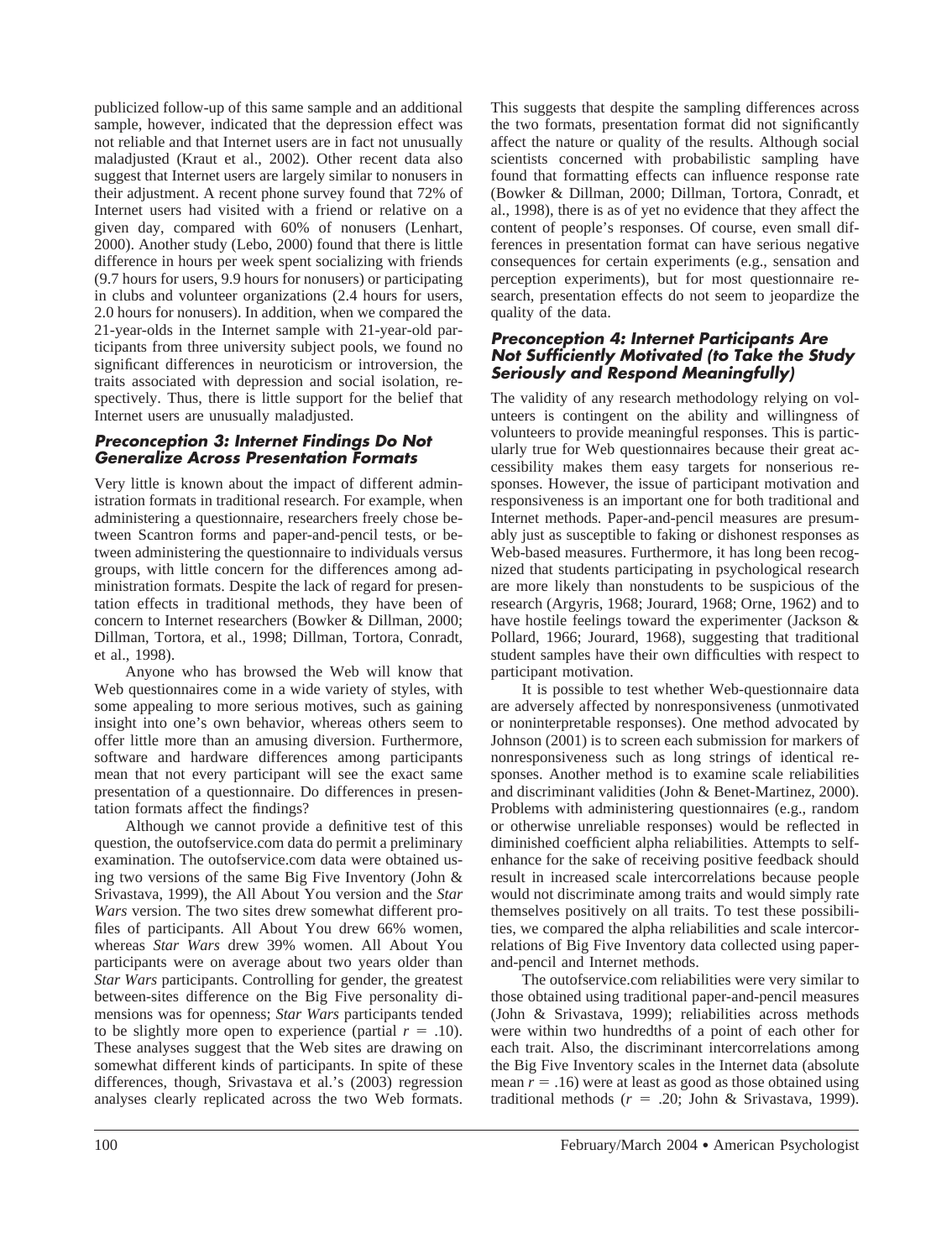publicized follow-up of this same sample and an additional sample, however, indicated that the depression effect was not reliable and that Internet users are in fact not unusually maladjusted (Kraut et al., 2002). Other recent data also suggest that Internet users are largely similar to nonusers in their adjustment. A recent phone survey found that 72% of Internet users had visited with a friend or relative on a given day, compared with 60% of nonusers (Lenhart, 2000). Another study (Lebo, 2000) found that there is little difference in hours per week spent socializing with friends (9.7 hours for users, 9.9 hours for nonusers) or participating in clubs and volunteer organizations (2.4 hours for users, 2.0 hours for nonusers). In addition, when we compared the 21-year-olds in the Internet sample with 21-year-old participants from three university subject pools, we found no significant differences in neuroticism or introversion, the traits associated with depression and social isolation, respectively. Thus, there is little support for the belief that Internet users are unusually maladjusted.

### *Preconception 3: Internet Findings Do Not Generalize Across Presentation Formats*

Very little is known about the impact of different administration formats in traditional research. For example, when administering a questionnaire, researchers freely chose between Scantron forms and paper-and-pencil tests, or between administering the questionnaire to individuals versus groups, with little concern for the differences among administration formats. Despite the lack of regard for presentation effects in traditional methods, they have been of concern to Internet researchers (Bowker & Dillman, 2000; Dillman, Tortora, et al., 1998; Dillman, Tortora, Conradt, et al., 1998).

Anyone who has browsed the Web will know that Web questionnaires come in a wide variety of styles, with some appealing to more serious motives, such as gaining insight into one's own behavior, whereas others seem to offer little more than an amusing diversion. Furthermore, software and hardware differences among participants mean that not every participant will see the exact same presentation of a questionnaire. Do differences in presentation formats affect the findings?

Although we cannot provide a definitive test of this question, the outofservice.com data do permit a preliminary examination. The outofservice.com data were obtained using two versions of the same Big Five Inventory (John & Srivastava, 1999), the All About You version and the *Star Wars* version. The two sites drew somewhat different profiles of participants. All About You drew 66% women, whereas *Star Wars* drew 39% women. All About You participants were on average about two years older than *Star Wars* participants. Controlling for gender, the greatest between-sites difference on the Big Five personality dimensions was for openness; *Star Wars* participants tended to be slightly more open to experience (partial $r = .10$). These analyses suggest that the Web sites are drawing on somewhat different kinds of participants. In spite of these differences, though, Srivastava et al.'s (2003) regression analyses clearly replicated across the two Web formats. This suggests that despite the sampling differences across the two formats, presentation format did not significantly affect the nature or quality of the results. Although social scientists concerned with probabilistic sampling have found that formatting effects can influence response rate (Bowker & Dillman, 2000; Dillman, Tortora, Conradt, et al., 1998), there is as of yet no evidence that they affect the content of people's responses. Of course, even small differences in presentation format can have serious negative consequences for certain experiments (e.g., sensation and perception experiments), but for most questionnaire research, presentation effects do not seem to jeopardize the quality of the data.

### *Preconception 4: Internet Participants Are Not Sufficiently Motivated (to Take the Study Seriously and Respond Meaningfully)*

The validity of any research methodology relying on volunteers is contingent on the ability and willingness of volunteers to provide meaningful responses. This is particularly true for Web questionnaires because their great accessibility makes them easy targets for nonserious responses. However, the issue of participant motivation and responsiveness is an important one for both traditional and Internet methods. Paper-and-pencil measures are presumably just as susceptible to faking or dishonest responses as Web-based measures. Furthermore, it has long been recognized that students participating in psychological research are more likely than nonstudents to be suspicious of the research (Argyris, 1968; Jourard, 1968; Orne, 1962) and to have hostile feelings toward the experimenter (Jackson & Pollard, 1966; Jourard, 1968), suggesting that traditional student samples have their own difficulties with respect to participant motivation.

It is possible to test whether Web-questionnaire data are adversely affected by nonresponsiveness (unmotivated or noninterpretable responses). One method advocated by Johnson (2001) is to screen each submission for markers of nonresponsiveness such as long strings of identical responses. Another method is to examine scale reliabilities and discriminant validities (John & Benet-Martinez, 2000). Problems with administering questionnaires (e.g., random or otherwise unreliable responses) would be reflected in diminished coefficient alpha reliabilities. Attempts to self-enhance for the sake of receiving positive feedback should result in increased scale intercorrelations because people would not discriminate among traits and would simply rate themselves positively on all traits. To test these possibilities, we compared the alpha reliabilities and scale intercorrelations of Big Five Inventory data collected using paper-and-pencil and Internet methods.

The outofservice.com reliabilities were very similar to those obtained using traditional paper-and-pencil measures (John & Srivastava, 1999); reliabilities across methods were within two hundredths of a point of each other for each trait. Also, the discriminant intercorrelations among the Big Five Inventory scales in the Internet data (absolute mean $r = .16$) were at least as good as those obtained using traditional methods ($r = .20$; John & Srivastava, 1999).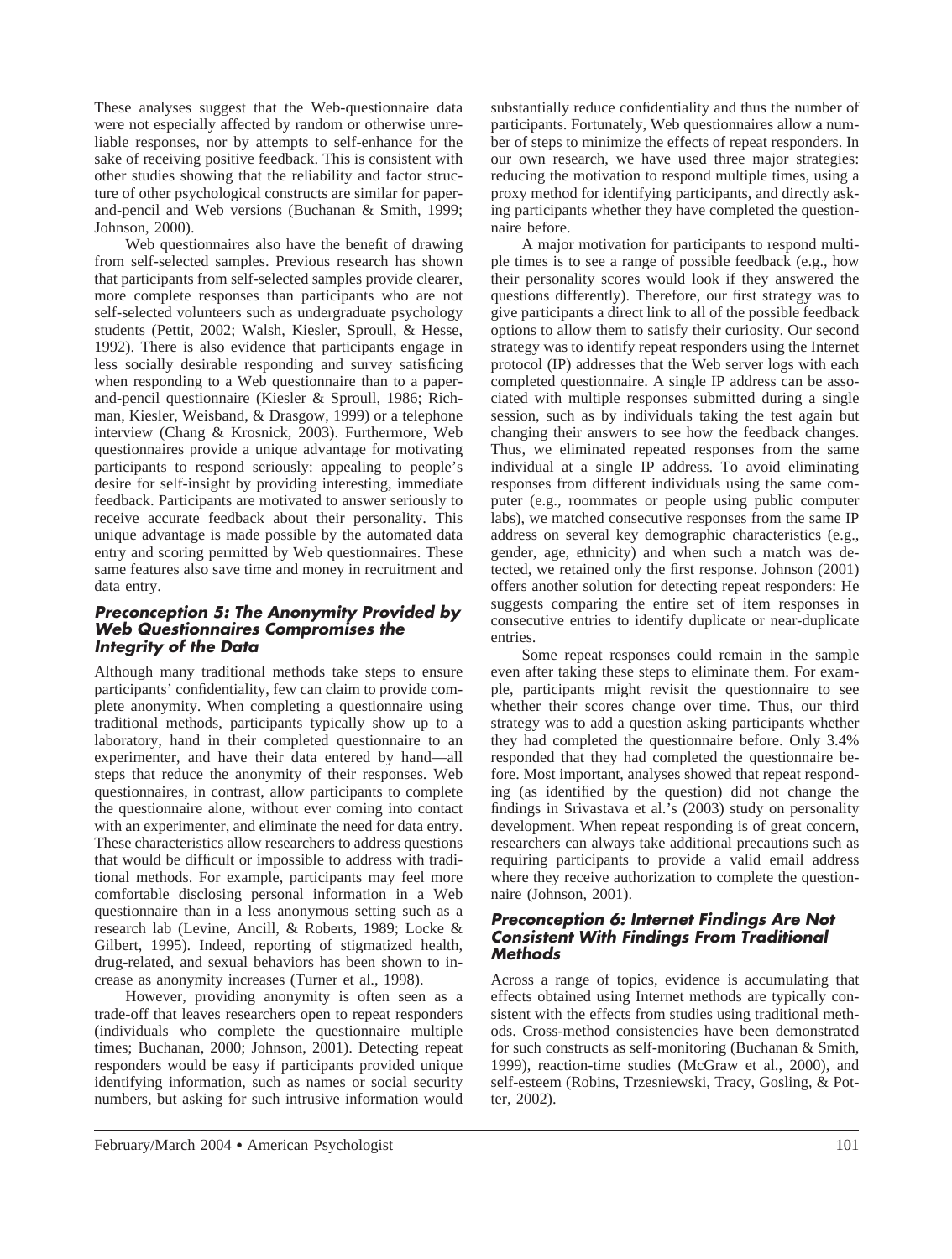These analyses suggest that the Web-questionnaire data were not especially affected by random or otherwise unreliable responses, nor by attempts to self-enhance for the sake of receiving positive feedback. This is consistent with other studies showing that the reliability and factor structure of other psychological constructs are similar for paper-and-pencil and Web versions (Buchanan & Smith, 1999; Johnson, 2000).

Web questionnaires also have the benefit of drawing from self-selected samples. Previous research has shown that participants from self-selected samples provide clearer, more complete responses than participants who are not self-selected volunteers such as undergraduate psychology students (Pettit, 2002; Walsh, Kiesler, Sproull, & Hesse, 1992). There is also evidence that participants engage in less socially desirable responding and survey satisficing when responding to a Web questionnaire than to a paper-and-pencil questionnaire (Kiesler & Sproull, 1986; Richman, Kiesler, Weisband, & Drasgow, 1999) or a telephone interview (Chang & Krosnick, 2003). Furthermore, Web questionnaires provide a unique advantage for motivating participants to respond seriously: appealing to people's desire for self-insight by providing interesting, immediate feedback. Participants are motivated to answer seriously to receive accurate feedback about their personality. This unique advantage is made possible by the automated data entry and scoring permitted by Web questionnaires. These same features also save time and money in recruitment and data entry.

### Preconception 5: The Anonymity Provided by Web Questionnaires Compromises the Integrity of the Data

Although many traditional methods take steps to ensure participants' confidentiality, few can claim to provide complete anonymity. When completing a questionnaire using traditional methods, participants typically show up to a laboratory, hand in their completed questionnaire to an experimenter, and have their data entered by hand—all steps that reduce the anonymity of their responses. Web questionnaires, in contrast, allow participants to complete the questionnaire alone, without ever coming into contact with an experimenter, and eliminate the need for data entry. These characteristics allow researchers to address questions that would be difficult or impossible to address with traditional methods. For example, participants may feel more comfortable disclosing personal information in a Web questionnaire than in a less anonymous setting such as a research lab (Levine, Ancill, & Roberts, 1989; Locke & Gilbert, 1995). Indeed, reporting of stigmatized health, drug-related, and sexual behaviors has been shown to increase as anonymity increases (Turner et al., 1998).

However, providing anonymity is often seen as a trade-off that leaves researchers open to repeat responders (individuals who complete the questionnaire multiple times; Buchanan, 2000; Johnson, 2001). Detecting repeat responders would be easy if participants provided unique identifying information, such as names or social security numbers, but asking for such intrusive information would substantially reduce confidentiality and thus the number of participants. Fortunately, Web questionnaires allow a number of steps to minimize the effects of repeat responders. In our own research, we have used three major strategies: reducing the motivation to respond multiple times, using a proxy method for identifying participants, and directly asking participants whether they have completed the questionnaire before.

A major motivation for participants to respond multiple times is to see a range of possible feedback (e.g., how their personality scores would look if they answered the questions differently). Therefore, our first strategy was to give participants a direct link to all of the possible feedback options to allow them to satisfy their curiosity. Our second strategy was to identify repeat responders using the Internet protocol (IP) addresses that the Web server logs with each completed questionnaire. A single IP address can be associated with multiple responses submitted during a single session, such as by individuals taking the test again but changing their answers to see how the feedback changes. Thus, we eliminated repeated responses from the same individual at a single IP address. To avoid eliminating responses from different individuals using the same computer (e.g., roommates or people using public computer labs), we matched consecutive responses from the same IP address on several key demographic characteristics (e.g., gender, age, ethnicity) and when such a match was detected, we retained only the first response. Johnson (2001) offers another solution for detecting repeat responders: He suggests comparing the entire set of item responses in consecutive entries to identify duplicate or near-duplicate entries.

Some repeat responses could remain in the sample even after taking these steps to eliminate them. For example, participants might revisit the questionnaire to see whether their scores change over time. Thus, our third strategy was to add a question asking participants whether they had completed the questionnaire before. Only 3.4% responded that they had completed the questionnaire before. Most important, analyses showed that repeat responding (as identified by the question) did not change the findings in Srivastava et al.'s (2003) study on personality development. When repeat responding is of great concern, researchers can always take additional precautions such as requiring participants to provide a valid email address where they receive authorization to complete the questionnaire (Johnson, 2001).

### Preconception 6: Internet Findings Are Not Consistent With Findings From Traditional Methods

Across a range of topics, evidence is accumulating that effects obtained using Internet methods are typically consistent with the effects from studies using traditional methods. Cross-method consistencies have been demonstrated for such constructs as self-monitoring (Buchanan & Smith, 1999), reaction-time studies (McGraw et al., 2000), and self-esteem (Robins, Trzesniewski, Tracy, Gosling, & Potter, 2002).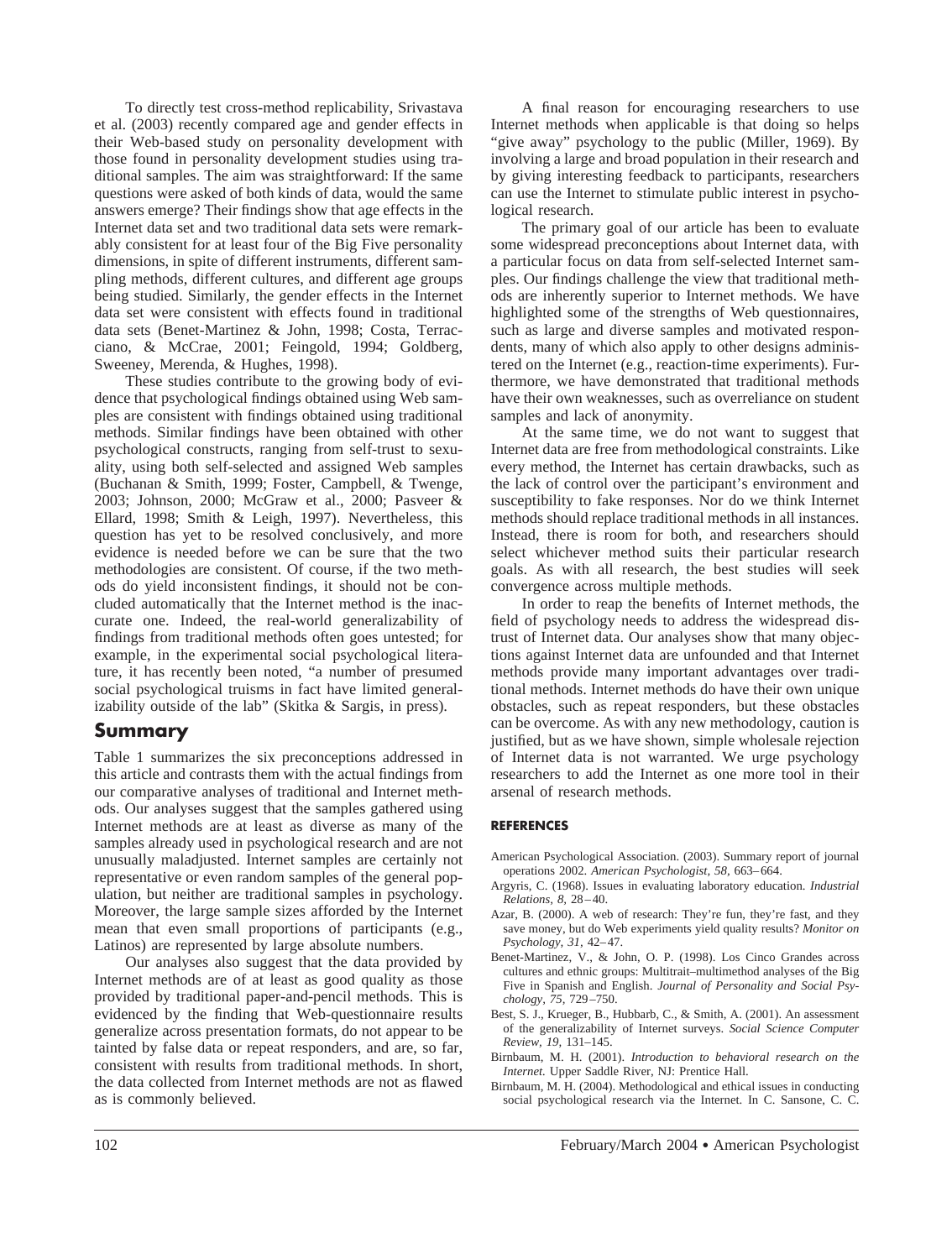To directly test cross-method replicability, Srivastava et al. (2003) recently compared age and gender effects in their Web-based study on personality development with those found in personality development studies using traditional samples. The aim was straightforward: If the same questions were asked of both kinds of data, would the same answers emerge? Their findings show that age effects in the Internet data set and two traditional data sets were remarkably consistent for at least four of the Big Five personality dimensions, in spite of different instruments, different sampling methods, different cultures, and different age groups being studied. Similarly, the gender effects in the Internet data set were consistent with effects found in traditional data sets (Benet-Martinez & John, 1998; Costa, Terracciano, & McCrae, 2001; Feingold, 1994; Goldberg, Sweeney, Merenda, & Hughes, 1998).

These studies contribute to the growing body of evidence that psychological findings obtained using Web samples are consistent with findings obtained using traditional methods. Similar findings have been obtained with other psychological constructs, ranging from self-trust to sexuality, using both self-selected and assigned Web samples (Buchanan & Smith, 1999; Foster, Campbell, & Twenge, 2003; Johnson, 2000; McGraw et al., 2000; Pasveer & Ellard, 1998; Smith & Leigh, 1997). Nevertheless, this question has yet to be resolved conclusively, and more evidence is needed before we can be sure that the two methodologies are consistent. Of course, if the two methods do yield inconsistent findings, it should not be concluded automatically that the Internet method is the inaccurate one. Indeed, the real-world generalizability of findings from traditional methods often goes untested; for example, in the experimental social psychological literature, it has recently been noted, "a number of presumed social psychological truisms in fact have limited generalizability outside of the lab" (Skitka & Sargis, in press).

## Summary

Table 1 summarizes the six preconceptions addressed in this article and contrasts them with the actual findings from our comparative analyses of traditional and Internet methods. Our analyses suggest that the samples gathered using Internet methods are at least as diverse as many of the samples already used in psychological research and are not unusually maladjusted. Internet samples are certainly not representative or even random samples of the general population, but neither are traditional samples in psychology. Moreover, the large sample sizes afforded by the Internet mean that even small proportions of participants (e.g., Latinos) are represented by large absolute numbers.

Our analyses also suggest that the data provided by Internet methods are of at least as good quality as those provided by traditional paper-and-pencil methods. This is evidenced by the finding that Web-questionnaire results generalize across presentation formats, do not appear to be tainted by false data or repeat responders, and are, so far, consistent with results from traditional methods. In short, the data collected from Internet methods are not as flawed as is commonly believed.

A final reason for encouraging researchers to use Internet methods when applicable is that doing so helps "give away" psychology to the public (Miller, 1969). By involving a large and broad population in their research and by giving interesting feedback to participants, researchers can use the Internet to stimulate public interest in psychological research.

The primary goal of our article has been to evaluate some widespread preconceptions about Internet data, with a particular focus on data from self-selected Internet samples. Our findings challenge the view that traditional methods are inherently superior to Internet methods. We have highlighted some of the strengths of Web questionnaires, such as large and diverse samples and motivated respondents, many of which also apply to other designs administered on the Internet (e.g., reaction-time experiments). Furthermore, we have demonstrated that traditional methods have their own weaknesses, such as overreliance on student samples and lack of anonymity.

At the same time, we do not want to suggest that Internet data are free from methodological constraints. Like every method, the Internet has certain drawbacks, such as the lack of control over the participant's environment and susceptibility to fake responses. Nor do we think Internet methods should replace traditional methods in all instances. Instead, there is room for both, and researchers should select whichever method suits their particular research goals. As with all research, the best studies will seek convergence across multiple methods.

In order to reap the benefits of Internet methods, the field of psychology needs to address the widespread distrust of Internet data. Our analyses show that many objections against Internet data are unfounded and that Internet methods provide many important advantages over traditional methods. Internet methods do have their own unique obstacles, such as repeat responders, but these obstacles can be overcome. As with any new methodology, caution is justified, but as we have shown, simple wholesale rejection of Internet data is not warranted. We urge psychology researchers to add the Internet as one more tool in their arsenal of research methods.

### REFERENCES

American Psychological Association. (2003). Summary report of journal operations 2002. *American Psychologist, 58,* 663–664.

Argyris, C. (1968). Issues in evaluating laboratory education. *Industrial Relations, 8,* 28–40.

Azar, B. (2000). A web of research: They're fun, they're fast, and they save money, but do Web experiments yield quality results? *Monitor on Psychology, 31,* 42–47.

Benet-Martinez, V., & John, O. P. (1998). Los Cinco Grandes across cultures and ethnic groups: Multitrait–multimethod analyses of the Big Five in Spanish and English. *Journal of Personality and Social Psychology, 75,* 729–750.

Best, S. J., Krueger, B., Hubbarb, C., & Smith, A. (2001). An assessment of the generalizability of Internet surveys. *Social Science Computer Review, 19,* 131–145.

Birnbaum, M. H. (2001). *Introduction to behavioral research on the Internet.* Upper Saddle River, NJ: Prentice Hall.

Birnbaum, M. H. (2004). Methodological and ethical issues in conducting social psychological research via the Internet. In C. Sansone, C. C.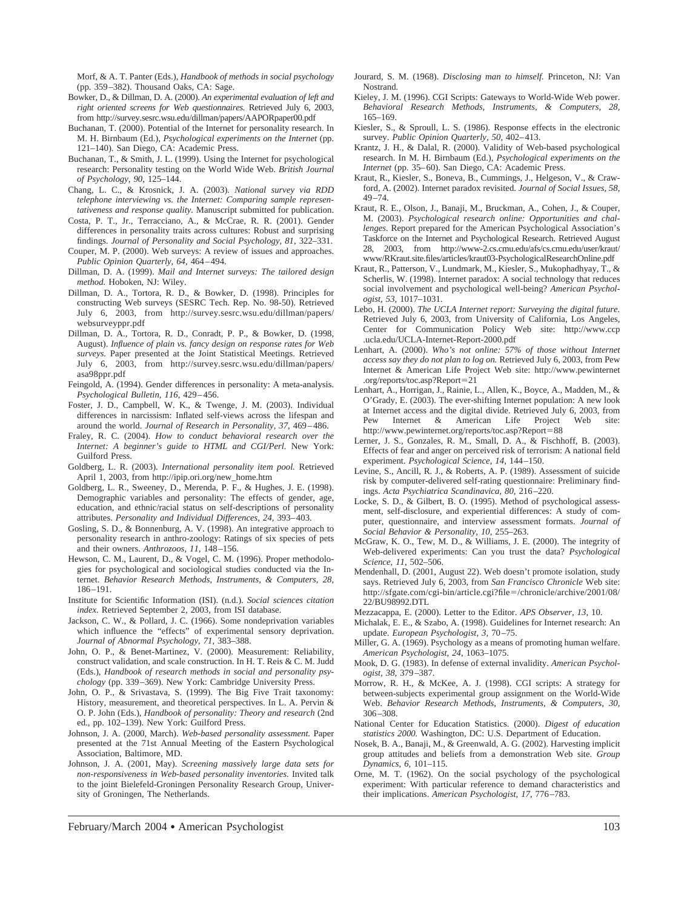Morf, & A. T. Panter (Eds.), *Handbook of methods in social psychology* (pp. 359–382). Thousand Oaks, CA: Sage.

Bowker, D., & Dillman, D. A. (2000). *An experimental evaluation of left and right oriented screens for Web questionnaires.* Retrieved July 6, 2003, from http://survey.sesrc.wsu.edu/dillman/papers/AAPORpaper00.pdf

Buchanan, T. (2000). Potential of the Internet for personality research. In M. H. Birnbaum (Ed.), *Psychological experiments on the Internet* (pp. 121–140). San Diego, CA: Academic Press.

Buchanan, T., & Smith, J. L. (1999). Using the Internet for psychological research: Personality testing on the World Wide Web. *British Journal of Psychology, 90,* 125–144.

Chang, L. C., & Krosnick, J. A. (2003). *National survey via RDD telephone interviewing vs. the Internet: Comparing sample representativeness and response quality.* Manuscript submitted for publication.

Costa, P. T., Jr., Terracciano, A., & McCrae, R. R. (2001). Gender differences in personality traits across cultures: Robust and surprising findings. *Journal of Personality and Social Psychology, 81,* 322–331.

Couper, M. P. (2000). Web surveys: A review of issues and approaches. *Public Opinion Quarterly, 64,* 464–494.

Dillman, D. A. (1999). *Mail and Internet surveys: The tailored design method.* Hoboken, NJ: Wiley.

Dillman, D. A., Tortora, R. D., & Bowker, D. (1998). Principles for constructing Web surveys (SESRC Tech. Rep. No. 98-50). Retrieved July 6, 2003, from http://survey.sesrc.wsu.edu/dillman/papers/websurveyppr.pdf

Dillman, D. A., Tortora, R. D., Conradt, P. P., & Bowker, D. (1998, August). *Influence of plain vs. fancy design on response rates for Web surveys.* Paper presented at the Joint Statistical Meetings. Retrieved July 6, 2003, from http://survey.sesrc.wsu.edu/dillman/papers/asa98ppr.pdf

Feingold, A. (1994). Gender differences in personality: A meta-analysis. *Psychological Bulletin, 116,* 429–456.

Foster, J. D., Campbell, W. K., & Twenge, J. M. (2003). Individual differences in narcissism: Inflated self-views across the lifespan and around the world. *Journal of Research in Personality, 37,* 469–486.

Fraley, R. C. (2004). *How to conduct behavioral research over the Internet: A beginner's guide to HTML and CGI/Perl.* New York: Guilford Press.

Goldberg, L. R. (2003). *International personality item pool.* Retrieved April 1, 2003, from http://ipip.ori.org/new_home.htm

Goldberg, L. R., Sweeney, D., Merenda, P. F., & Hughes, J. E. (1998). Demographic variables and personality: The effects of gender, age, education, and ethnic/racial status on self-descriptions of personality attributes. *Personality and Individual Differences, 24,* 393–403.

Gosling, S. D., & Bonnenburg, A. V. (1998). An integrative approach to personality research in anthro-zoology: Ratings of six species of pets and their owners. *Anthrozoos, 11,* 148–156.

Hewson, C. M., Laurent, D., & Vogel, C. M. (1996). Proper methodologies for psychological and sociological studies conducted via the Internet. *Behavior Research Methods, Instruments, & Computers, 28,* 186–191.

Institute for Scientific Information (ISI). (n.d.). *Social sciences citation index.* Retrieved September 2, 2003, from ISI database.

Jackson, C. W., & Pollard, J. C. (1966). Some nondeprivation variables which influence the "effects" of experimental sensory deprivation. *Journal of Abnormal Psychology, 71,* 383–388.

John, O. P., & Benet-Martinez, V. (2000). Measurement: Reliability, construct validation, and scale construction. In H. T. Reis & C. M. Judd (Eds.), *Handbook of research methods in social and personality psychology* (pp. 339–369). New York: Cambridge University Press.

John, O. P., & Srivastava, S. (1999). The Big Five Trait taxonomy: History, measurement, and theoretical perspectives. In L. A. Pervin & O. P. John (Eds.), *Handbook of personality: Theory and research* (2nd ed., pp. 102–139). New York: Guilford Press.

Johnson, J. A. (2000, March). *Web-based personality assessment.* Paper presented at the 71st Annual Meeting of the Eastern Psychological Association, Baltimore, MD.

Johnson, J. A. (2001, May). *Screening massively large data sets for non-responsiveness in Web-based personality inventories.* Invited talk to the joint Bielefeld-Groningen Personality Research Group, University of Groningen, The Netherlands.

Jourard, S. M. (1968). *Disclosing man to himself.* Princeton, NJ: Van Nostrand.

Kieley, J. M. (1996). CGI Scripts: Gateways to World-Wide Web power. *Behavioral Research Methods, Instruments, & Computers, 28,* 165–169.

Kiesler, S., & Sproull, L. S. (1986). Response effects in the electronic survey. *Public Opinion Quarterly, 50,* 402–413.

Krantz, J. H., & Dalal, R. (2000). Validity of Web-based psychological research. In M. H. Birnbaum (Ed.), *Psychological experiments on the Internet* (pp. 35–60). San Diego, CA: Academic Press.

Kraut, R., Kiesler, S., Boneva, B., Cummings, J., Helgeson, V., & Crawford, A. (2002). Internet paradox revisited. *Journal of Social Issues, 58,* 49–74.

Kraut, R., Olson, J., Banaji, M., Bruckman, A., Cohen, J., & Couper, M. (2003). *Psychological research online: Opportunities and challenges.* Report prepared for the American Psychological Association's Taskforce on the Internet and Psychological Research. Retrieved August 28, 2003, from http://www-2.cs.cmu.edu/afs/cs.cmu.edu/user/kraut/www/RKraut.site.files/articles/kraut03-PsychologicalResearchOnline.pdf

Kraut, R. E., Patterson, V., Lundmark, M., Kiesler, S., Mukophadhyay, T., & Scherlis, W. (1998). Internet paradox: A social technology that reduces social involvement and psychological well-being? *American Psychologist, 53,* 1017–1031.

Lebo, H. (2000). *The UCLA Internet report: Surveying the digital future.* Retrieved July 6, 2003, from University of California, Los Angeles, Center for Communication Policy Web site: http://www.ccp.ucla.edu/UCLA-Internet-Report-2000.pdf

Lenhart, A. (2000). *Who's not online: 57% of those without Internet access say they do not plan to log on.* Retrieved July 6, 2003, from Pew Internet & American Life Project Web site: http://www.pewinternet.org/reports/toc.asp?Report=21

Lenhart, A., Horrigan, J., Rainie, L., Allen, K., Boyce, A., Madden, M., & O'Grady, E. (2003). The ever-shifting Internet population: A new look at Internet access and the digital divide. Retrieved July 6, 2003, from Pew Internet & American Life Project Web site: http://www.pewinternet.org/reports/toc.asp?Report=88

Lerner, J. S., Gonzales, R. M., Small, D. A., & Fischhoff, B. (2003). Effects of fear and anger on perceived risk of terrorism: A national field experiment. *Psychological Science, 14,* 144–150.

Levine, S., Ancill, R. J., & Roberts, A. P. (1989). Assessment of suicide risk by computer-delivered self-rating questionnaire: Preliminary findings. *Acta Psychiatrica Scandinavica, 80,* 216–220.

Locke, S. D., & Gilbert, B. O. (1995). Method of psychological assessment, self-disclosure, and experiential differences: A study of computer, questionnaire, and interview assessment formats. *Journal of Social Behavior & Personality, 10,* 255–263.

McGraw, K. O., Tew, M. D., & Williams, J. E. (2000). The integrity of Web-delivered experiments: Can you trust the data? *Psychological Science, 11,* 502–506.

Mendenhall, D. (2001, August 22). Web doesn't promote isolation, study says. Retrieved July 6, 2003, from *San Francisco Chronicle* Web site: http://sfgate.com/cgi-bin/article.cgi?file=/chronicle/archive/2001/08/22/BU98992.DTL

Mezzacappa, E. (2000). Letter to the Editor. *APS Observer, 13,* 10.

Michalak, E. E., & Szabo, A. (1998). Guidelines for Internet research: An update. *European Psychologist, 3,* 70–75.

Miller, G. A. (1969). Psychology as a means of promoting human welfare. *American Psychologist, 24,* 1063–1075.

Mook, D. G. (1983). In defense of external invalidity. *American Psychologist, 38,* 379–387.

Morrow, R. H., & McKee, A. J. (1998). CGI scripts: A strategy for between-subjects experimental group assignment on the World-Wide Web. *Behavior Research Methods, Instruments, & Computers, 30,* 306–308.

National Center for Education Statistics. (2000). *Digest of education statistics 2000.* Washington, DC: U.S. Department of Education.

Nosek, B. A., Banaji, M., & Greenwald, A. G. (2002). Harvesting implicit group attitudes and beliefs from a demonstration Web site. *Group Dynamics, 6,* 101–115.

Orne, M. T. (1962). On the social psychology of the psychological experiment: With particular reference to demand characteristics and their implications. *American Psychologist, 17,* 776–783.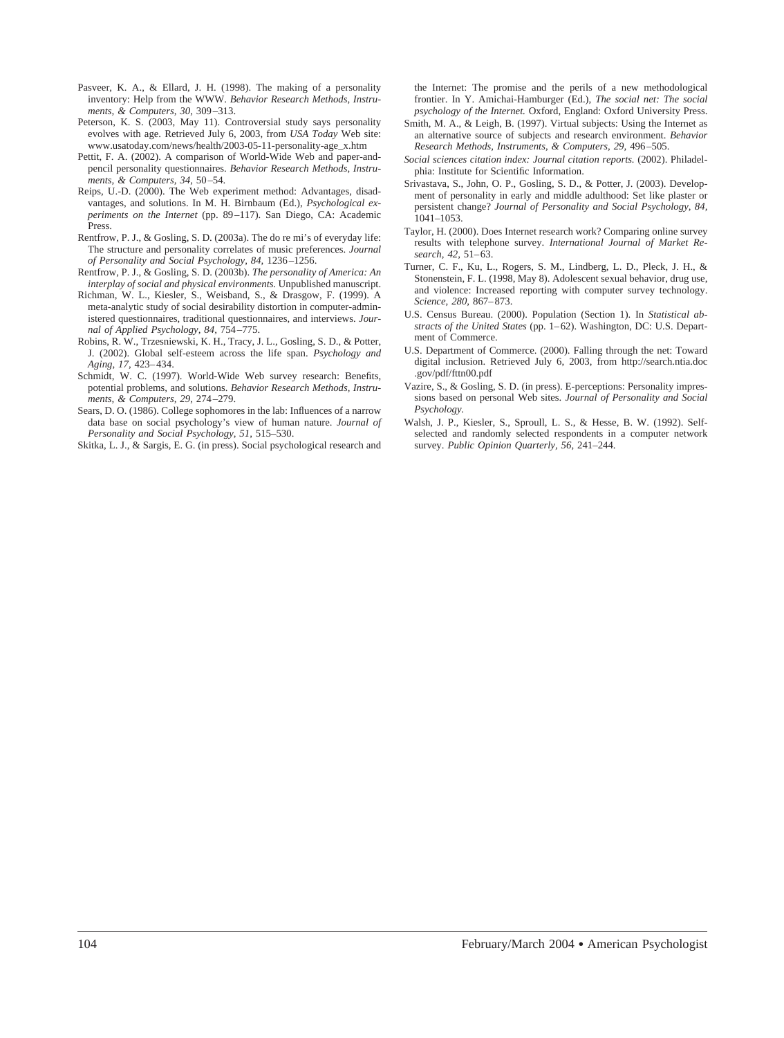Pasveer, K. A., & Ellard, J. H. (1998). The making of a personality inventory: Help from the WWW. *Behavior Research Methods, Instruments, & Computers, 30,* 309–313.

Peterson, K. S. (2003, May 11). Controversial study says personality evolves with age. Retrieved July 6, 2003, from *USA Today* Web site: www.usatoday.com/news/health/2003-05-11-personality-age_x.htm

Pettit, F. A. (2002). A comparison of World-Wide Web and paper-and-pencil personality questionnaires. *Behavior Research Methods, Instruments, & Computers, 34,* 50–54.

Reips, U.-D. (2000). The Web experiment method: Advantages, disadvantages, and solutions. In M. H. Birnbaum (Ed.), *Psychological experiments on the Internet* (pp. 89–117). San Diego, CA: Academic Press.

Rentfrow, P. J., & Gosling, S. D. (2003a). The do re mi's of everyday life: The structure and personality correlates of music preferences. *Journal of Personality and Social Psychology, 84,* 1236–1256.

Rentfrow, P. J., & Gosling, S. D. (2003b). *The personality of America: An interplay of social and physical environments.* Unpublished manuscript.

Richman, W. L., Kiesler, S., Weisband, S., & Drasgow, F. (1999). A meta-analytic study of social desirability distortion in computer-administered questionnaires, traditional questionnaires, and interviews. *Journal of Applied Psychology, 84,* 754–775.

Robins, R. W., Trzesniewski, K. H., Tracy, J. L., Gosling, S. D., & Potter, J. (2002). Global self-esteem across the life span. *Psychology and Aging, 17,* 423–434.

Schmidt, W. C. (1997). World-Wide Web survey research: Benefits, potential problems, and solutions. *Behavior Research Methods, Instruments, & Computers, 29,* 274–279.

Sears, D. O. (1986). College sophomores in the lab: Influences of a narrow data base on social psychology's view of human nature. *Journal of Personality and Social Psychology, 51,* 515–530.

Skitka, L. J., & Sargis, E. G. (in press). Social psychological research and the Internet: The promise and the perils of a new methodological frontier. In Y. Amichai-Hamburger (Ed.), *The social net: The social psychology of the Internet.* Oxford, England: Oxford University Press.

Smith, M. A., & Leigh, B. (1997). Virtual subjects: Using the Internet as an alternative source of subjects and research environment. *Behavior Research Methods, Instruments, & Computers, 29,* 496–505.

*Social sciences citation index: Journal citation reports.* (2002). Philadelphia: Institute for Scientific Information.

Srivastava, S., John, O. P., Gosling, S. D., & Potter, J. (2003). Development of personality in early and middle adulthood: Set like plaster or persistent change? *Journal of Personality and Social Psychology, 84,* 1041–1053.

Taylor, H. (2000). Does Internet research work? Comparing online survey results with telephone survey. *International Journal of Market Research, 42,* 51–63.

Turner, C. F., Ku, L., Rogers, S. M., Lindberg, L. D., Pleck, J. H., & Stonenstein, F. L. (1998, May 8). Adolescent sexual behavior, drug use, and violence: Increased reporting with computer survey technology. *Science, 280,* 867–873.

U.S. Census Bureau. (2000). Population (Section 1). In *Statistical abstracts of the United States* (pp. 1–62). Washington, DC: U.S. Department of Commerce.

U.S. Department of Commerce. (2000). Falling through the net: Toward digital inclusion. Retrieved July 6, 2003, from http://search.ntia.doc.gov/pdf/fttn00.pdf

Vazire, S., & Gosling, S. D. (in press). E-perceptions: Personality impressions based on personal Web sites. *Journal of Personality and Social Psychology.*

Walsh, J. P., Kiesler, S., Sproull, L. S., & Hesse, B. W. (1992). Self-selected and randomly selected respondents in a computer network survey. *Public Opinion Quarterly, 56,* 241–244.